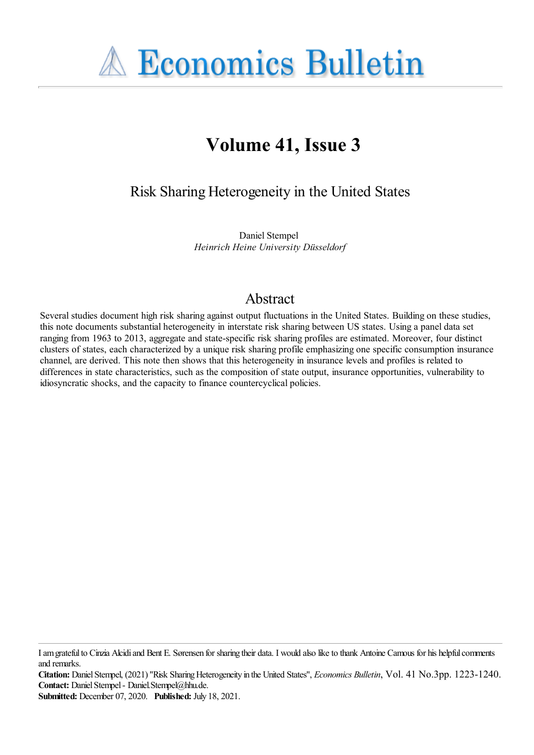# Economics Bulletin

## Volume 41, Issue 3

### Risk Sharing Heterogeneity in the United States

Daniel Stempel
*Heinrich Heine University Düsseldorf*

## Abstract

Several studies document high risk sharing against output fluctuations in the United States. Building on these studies, this note documents substantial heterogeneity in interstate risk sharing between US states. Using a panel data set ranging from 1963 to 2013, aggregate and state-specific risk sharing profiles are estimated. Moreover, four distinct clusters of states, each characterized by a unique risk sharing profile emphasizing one specific consumption insurance channel, are derived. This note then shows that this heterogeneity in insurance levels and profiles is related to differences in state characteristics, such as the composition of state output, insurance opportunities, vulnerability to idiosyncratic shocks, and the capacity to finance countercyclical policies.

I am grateful to Cinzia Alcidi and Bent E. Sørensen for sharing their data. I would also like to thank Antoine Camous for his helpful comments and remarks.

**Citation:** Daniel Stempel, (2021) "Risk Sharing Heterogeneity in the United States", *Economics Bulletin*, Vol. 41 No.3 pp. 1223-1240.

**Contact:** Daniel Stempel - Daniel.Stempel@hhu.de.

**Submitted:** December 07, 2020. **Published:** July 18, 2021.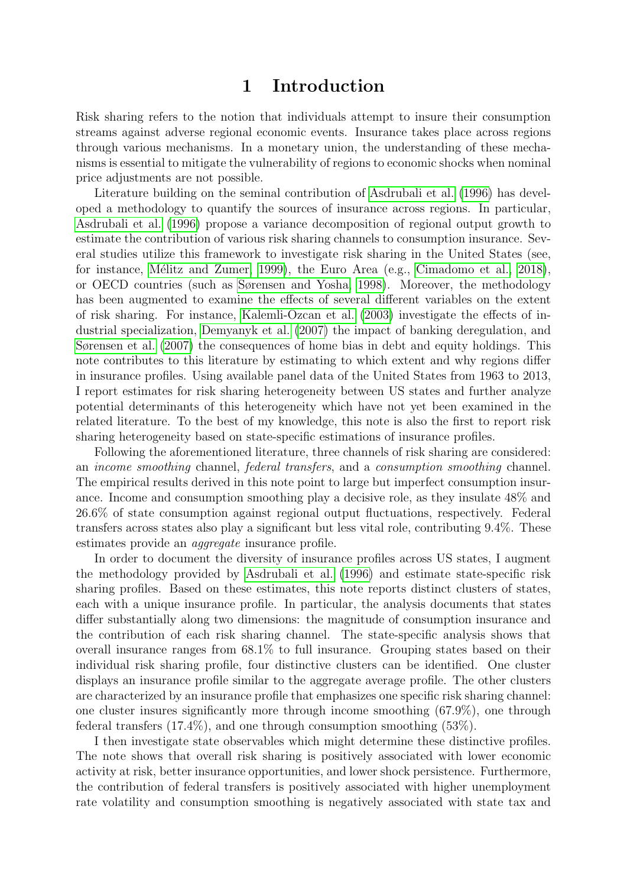# 1 Introduction

Risk sharing refers to the notion that individuals attempt to insure their consumption streams against adverse regional economic events. Insurance takes place across regions through various mechanisms. In a monetary union, the understanding of these mechanisms is essential to mitigate the vulnerability of regions to economic shocks when nominal price adjustments are not possible.

Literature building on the seminal contribution of Asdrubali et al. (1996) has developed a methodology to quantify the sources of insurance across regions. In particular, Asdrubali et al. (1996) propose a variance decomposition of regional output growth to estimate the contribution of various risk sharing channels to consumption insurance. Several studies utilize this framework to investigate risk sharing in the United States (see, for instance, Mélitz and Zumer, 1999), the Euro Area (e.g., Cimadomo et al., 2018), or OECD countries (such as Sørensen and Yosha, 1998). Moreover, the methodology has been augmented to examine the effects of several different variables on the extent of risk sharing. For instance, Kalemli-Ozcan et al. (2003) investigate the effects of industrial specialization, Demyanyk et al. (2007) the impact of banking deregulation, and Sørensen et al. (2007) the consequences of home bias in debt and equity holdings. This note contributes to this literature by estimating to which extent and why regions differ in insurance profiles. Using available panel data of the United States from 1963 to 2013, I report estimates for risk sharing heterogeneity between US states and further analyze potential determinants of this heterogeneity which have not yet been examined in the related literature. To the best of my knowledge, this note is also the first to report risk sharing heterogeneity based on state-specific estimations of insurance profiles.

Following the aforementioned literature, three channels of risk sharing are considered: an *income smoothing* channel, *federal transfers*, and a *consumption smoothing* channel. The empirical results derived in this note point to large but imperfect consumption insurance. Income and consumption smoothing play a decisive role, as they insulate 48% and 26.6% of state consumption against regional output fluctuations, respectively. Federal transfers across states also play a significant but less vital role, contributing 9.4%. These estimates provide an *aggregate* insurance profile.

In order to document the diversity of insurance profiles across US states, I augment the methodology provided by Asdrubali et al. (1996) and estimate state-specific risk sharing profiles. Based on these estimates, this note reports distinct clusters of states, each with a unique insurance profile. In particular, the analysis documents that states differ substantially along two dimensions: the magnitude of consumption insurance and the contribution of each risk sharing channel. The state-specific analysis shows that overall insurance ranges from 68.1% to full insurance. Grouping states based on their individual risk sharing profile, four distinctive clusters can be identified. One cluster displays an insurance profile similar to the aggregate average profile. The other clusters are characterized by an insurance profile that emphasizes one specific risk sharing channel: one cluster insures significantly more through income smoothing (67.9%), one through federal transfers (17.4%), and one through consumption smoothing (53%).

I then investigate state observables which might determine these distinctive profiles. The note shows that overall risk sharing is positively associated with lower economic activity at risk, better insurance opportunities, and lower shock persistence. Furthermore, the contribution of federal transfers is positively associated with higher unemployment rate volatility and consumption smoothing is negatively associated with state tax and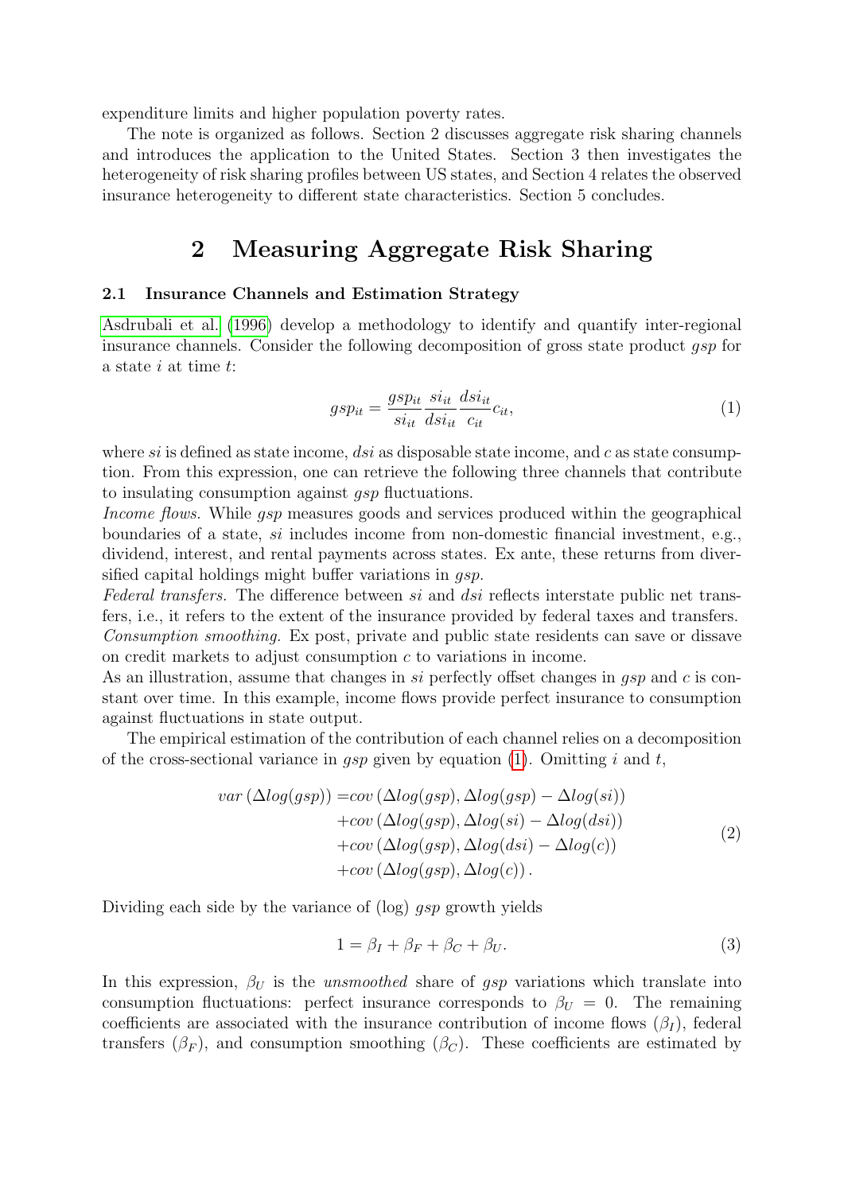expenditure limits and higher population poverty rates.

The note is organized as follows. Section 2 discusses aggregate risk sharing channels and introduces the application to the United States. Section 3 then investigates the heterogeneity of risk sharing profiles between US states, and Section 4 relates the observed insurance heterogeneity to different state characteristics. Section 5 concludes.

# 2 Measuring Aggregate Risk Sharing

### 2.1 Insurance Channels and Estimation Strategy

Asdrubali et al. (1996) develop a methodology to identify and quantify inter-regional insurance channels. Consider the following decomposition of gross state product $gsp$ for a state $i$ at time $t$:

$$gsp_{it} = \frac{gsp_{it}}{si_{it}} \frac{si_{it}}{dsi_{it}} \frac{dsi_{it}}{c_{it}} c_{it}, \tag{1}$$

where $si$ is defined as state income, $dsi$ as disposable state income, and $c$ as state consumption. From this expression, one can retrieve the following three channels that contribute to insulating consumption against $gsp$ fluctuations.

*Income flows.* While $gsp$ measures goods and services produced within the geographical boundaries of a state, $si$ includes income from non-domestic financial investment, e.g., dividend, interest, and rental payments across states. Ex ante, these returns from diversified capital holdings might buffer variations in $gsp$.

*Federal transfers.* The difference between $si$ and $dsi$ reflects interstate public net transfers, i.e., it refers to the extent of the insurance provided by federal taxes and transfers.

*Consumption smoothing.* Ex post, private and public state residents can save or dissave on credit markets to adjust consumption $c$ to variations in income.

As an illustration, assume that changes in $si$ perfectly offset changes in $gsp$ and $c$ is constant over time. In this example, income flows provide perfect insurance to consumption against fluctuations in state output.

The empirical estimation of the contribution of each channel relies on a decomposition of the cross-sectional variance in $gsp$ given by equation (1). Omitting $i$ and $t$,

$$\begin{aligned} var\left(\Delta log(gsp)\right) = & cov\left(\Delta log(gsp), \Delta log(gsp) - \Delta log(si)\right) \\ & + cov\left(\Delta log(gsp), \Delta log(si) - \Delta log(dsi)\right) \\ & + cov\left(\Delta log(gsp), \Delta log(dsi) - \Delta log(c)\right) \\ & + cov\left(\Delta log(gsp), \Delta log(c)\right). \end{aligned} \tag{2}$$

Dividing each side by the variance of (log) $gsp$ growth yields

$$1 = \beta_I + \beta_F + \beta_C + \beta_U. \tag{3}$$

In this expression, $\beta_U$ is the *unsmoothed* share of $gsp$ variations which translate into consumption fluctuations: perfect insurance corresponds to $\beta_U = 0$. The remaining coefficients are associated with the insurance contribution of income flows ($\beta_I$), federal transfers ($\beta_F$), and consumption smoothing ($\beta_C$). These coefficients are estimated by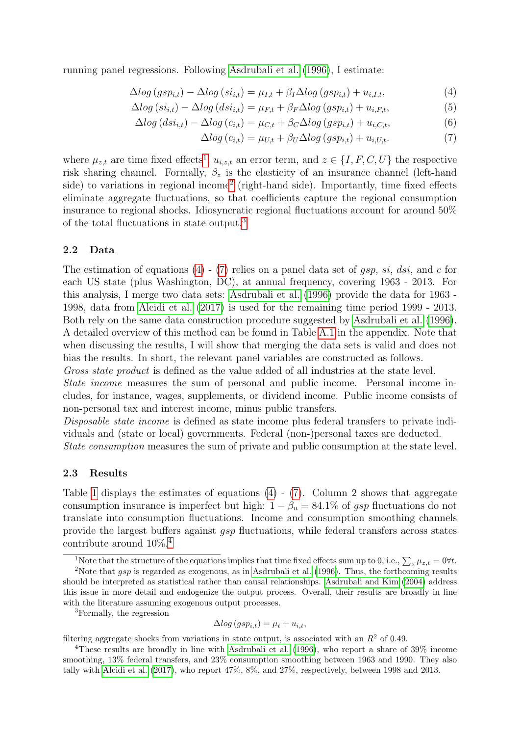running panel regressions. Following Asdrubali et al. (1996), I estimate:

$$\Delta log\left(gsp_{i,t}\right) - \Delta log\left(si_{i,t}\right) = \mu_{I,t} + \beta_I \Delta log\left(gsp_{i,t}\right) + u_{i,I,t}, \tag{4}$$

$$\Delta log\left(si_{i,t}\right) - \Delta log\left(dsi_{i,t}\right) = \mu_{F,t} + \beta_F \Delta log\left(gsp_{i,t}\right) + u_{i,F,t}, \tag{5}$$

$$\Delta log\left(dsi_{i,t}\right) - \Delta log\left(c_{i,t}\right) = \mu_{C,t} + \beta_C \Delta log\left(gsp_{i,t}\right) + u_{i,C,t}, \tag{6}$$

$$\Delta log\left(c_{i,t}\right) = \mu_{U,t} + \beta_U \Delta log\left(gsp_{i,t}\right) + u_{i,U,t}. \tag{7}$$

where $\mu_{z,t}$ are time fixed effects[1], $u_{i,z,t}$ an error term, and $z \in \{I, F, C, U\}$ the respective risk sharing channel. Formally, $\beta_z$ is the elasticity of an insurance channel (left-hand side) to variations in regional income[2] (right-hand side). Importantly, time fixed effects eliminate aggregate fluctuations, so that coefficients capture the regional consumption insurance to regional shocks. Idiosyncratic regional fluctuations account for around 50% of the total fluctuations in state output.[3]

### 2.2 Data

The estimation of equations (4) - (7) relies on a panel data set of *gsp*, *si*, *dsi*, and *c* for each US state (plus Washington, DC), at annual frequency, covering 1963 - 2013. For this analysis, I merge two data sets: Asdrubali et al. (1996) provide the data for 1963 - 1998, data from Alcidi et al. (2017) is used for the remaining time period 1999 - 2013. Both rely on the same data construction procedure suggested by Asdrubali et al. (1996). A detailed overview of this method can be found in Table A.1 in the appendix. Note that when discussing the results, I will show that merging the data sets is valid and does not bias the results. In short, the relevant panel variables are constructed as follows.

*Gross state product* is defined as the value added of all industries at the state level.

*State income* measures the sum of personal and public income. Personal income includes, for instance, wages, supplements, or dividend income. Public income consists of non-personal tax and interest income, minus public transfers.

*Disposable state income* is defined as state income plus federal transfers to private individuals and (state or local) governments. Federal (non-)personal taxes are deducted.

*State consumption* measures the sum of private and public consumption at the state level.

### 2.3 Results

Table 1 displays the estimates of equations (4) - (7). Column 2 shows that aggregate consumption insurance is imperfect but high: $1 - \beta_u = 84.1\%$ of *gsp* fluctuations do not translate into consumption fluctuations. Income and consumption smoothing channels provide the largest buffers against *gsp* fluctuations, while federal transfers across states contribute around 10%.[4]

---

[1] Note that the structure of the equations implies that time fixed effects sum up to 0, i.e., $\sum_z \mu_{z,t} = 0 \forall t$.

[2] Note that *gsp* is regarded as exogenous, as in Asdrubali et al. (1996). Thus, the forthcoming results should be interpreted as statistical rather than causal relationships. Asdrubali and Kim (2004) address this issue in more detail and endogenize the output process. Overall, their results are broadly in line with the literature assuming exogenous output processes.

[3] Formally, the regression

$$\Delta log\left(gsp_{i,t}\right) = \mu_t + u_{i,t},$$

filtering aggregate shocks from variations in state output, is associated with an $R^2$ of 0.49.

[4] These results are broadly in line with Asdrubali et al. (1996), who report a share of 39% income smoothing, 13% federal transfers, and 23% consumption smoothing between 1963 and 1990. They also tally with Alcidi et al. (2017), who report 47%, 8%, and 27%, respectively, between 1998 and 2013.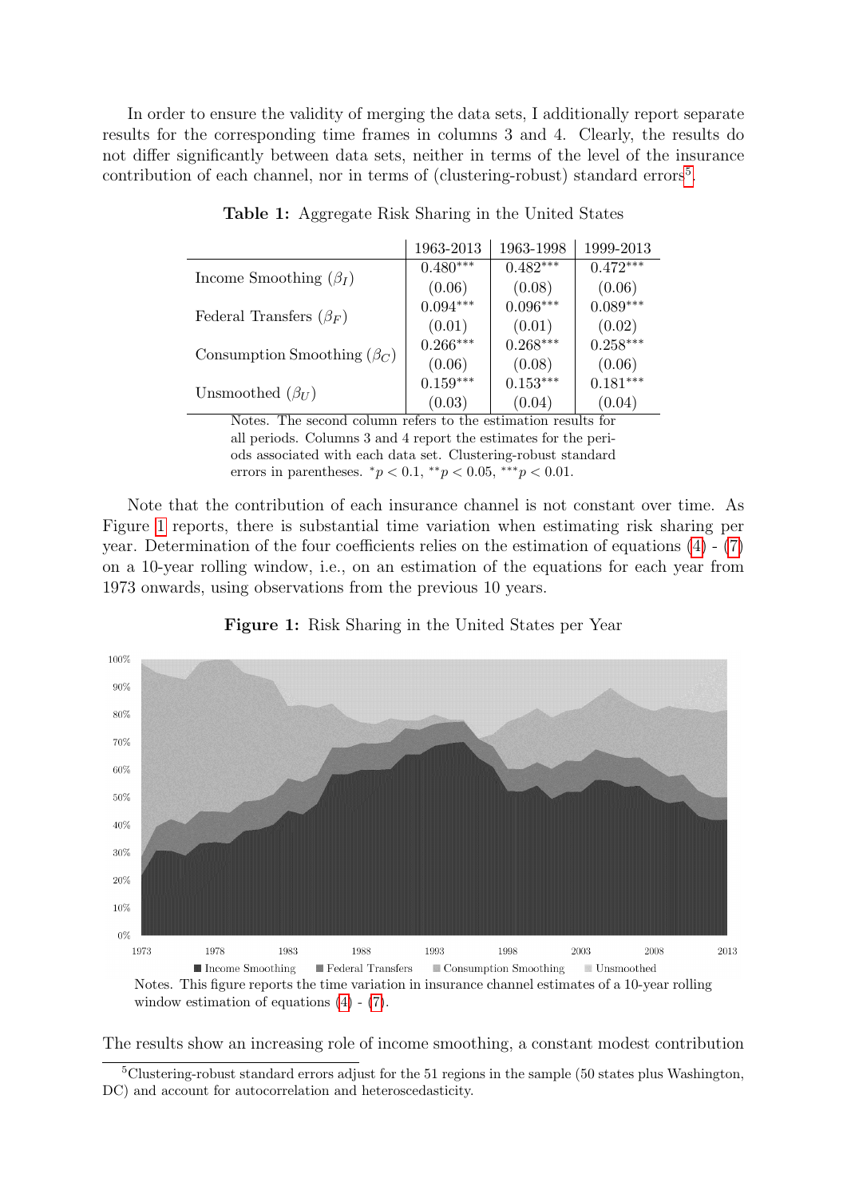In order to ensure the validity of merging the data sets, I additionally report separate results for the corresponding time frames in columns 3 and 4. Clearly, the results do not differ significantly between data sets, neither in terms of the level of the insurance contribution of each channel, nor in terms of (clustering-robust) standard errors[5].

**Table 1:** Aggregate Risk Sharing in the United States

| | 1963-2013 | 1963-1998 | 1999-2013 |
|---|---|---|---|
| Income Smoothing ($\beta_I$) | 0.480*** | 0.482*** | 0.472*** |
| | (0.06) | (0.08) | (0.06) |
| Federal Transfers ($\beta_F$) | 0.094*** | 0.096*** | 0.089*** |
| | (0.01) | (0.01) | (0.02) |
| Consumption Smoothing ($\beta_C$) | 0.266*** | 0.268*** | 0.258*** |
| | (0.06) | (0.08) | (0.06) |
| Unsmoothed ($\beta_U$) | 0.159*** | 0.153*** | 0.181*** |
| | (0.03) | (0.04) | (0.04) |

Notes. The second column refers to the estimation results for all periods. Columns 3 and 4 report the estimates for the periods associated with each data set. Clustering-robust standard errors in parentheses. $^{*}p < 0.1$, $^{**}p < 0.05$, $^{***}p < 0.01$.

Note that the contribution of each insurance channel is not constant over time. As Figure 1 reports, there is substantial time variation when estimating risk sharing per year. Determination of the four coefficients relies on the estimation of equations (4) - (7) on a 10-year rolling window, i.e., on an estimation of the equations for each year from 1973 onwards, using observations from the previous 10 years.

**Figure 1:** Risk Sharing in the United States per Year

Notes. This figure reports the time variation in insurance channel estimates of a 10-year rolling window estimation of equations (4) - (7).

The results show an increasing role of income smoothing, a constant modest contribution

[5]Clustering-robust standard errors adjust for the 51 regions in the sample (50 states plus Washington, DC) and account for autocorrelation and heteroscedasticity.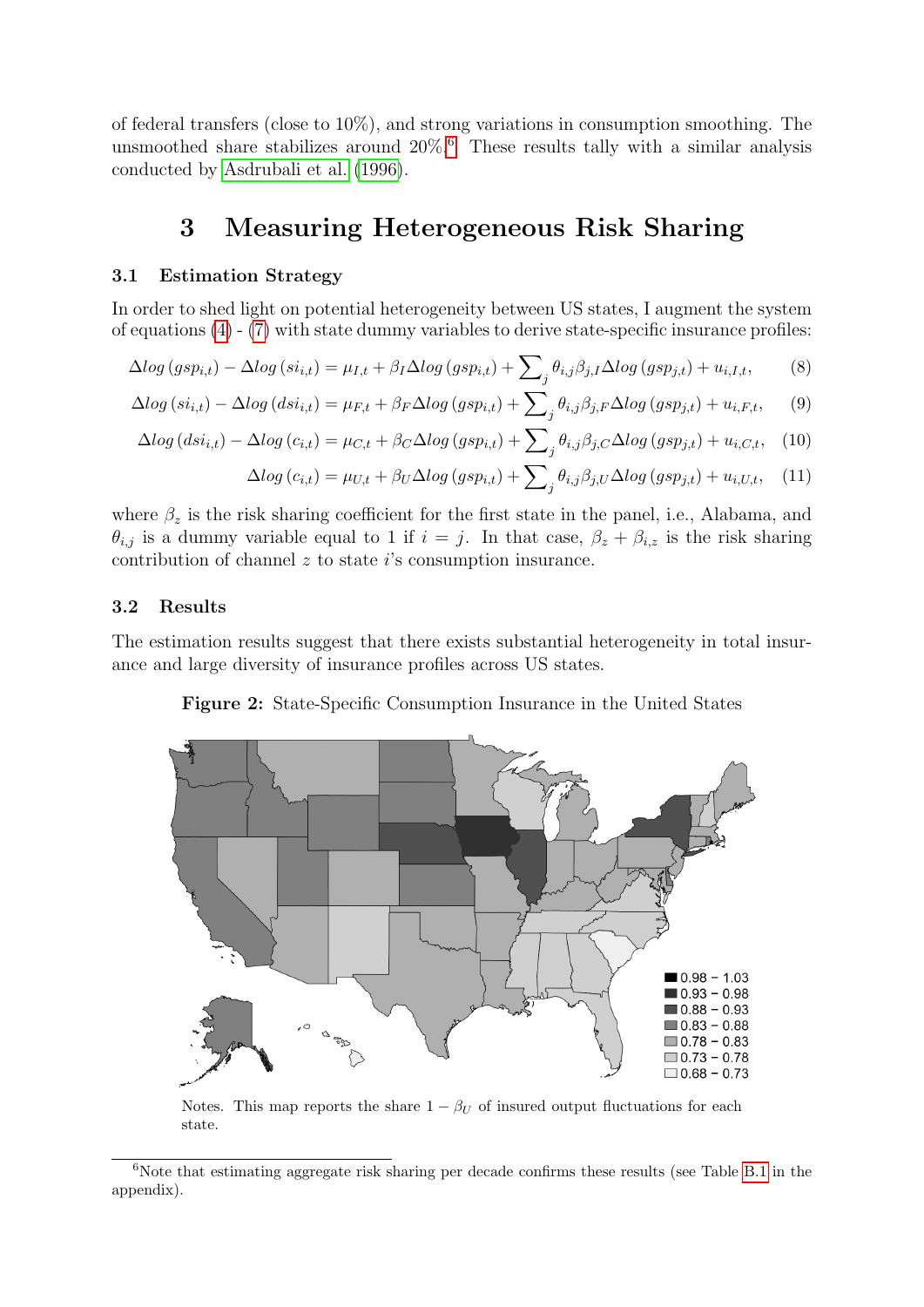of federal transfers (close to 10%), and strong variations in consumption smoothing. The unsmoothed share stabilizes around 20%.[6] These results tally with a similar analysis conducted by Asdrubali et al. (1996).

# 3 Measuring Heterogeneous Risk Sharing

## 3.1 Estimation Strategy

In order to shed light on potential heterogeneity between US states, I augment the system of equations (4) - (7) with state dummy variables to derive state-specific insurance profiles:

$$\Delta log\left(gsp_{i,t}\right) - \Delta log\left(si_{i,t}\right) = \mu_{I,t} + \beta_I \Delta log\left(gsp_{i,t}\right) + \sum\nolimits_j \theta_{i,j}\beta_{j,I}\Delta log\left(gsp_{j,t}\right) + u_{i,I,t}, \quad (8)$$

$$\Delta log\left(si_{i,t}\right) - \Delta log\left(dsi_{i,t}\right) = \mu_{F,t} + \beta_F \Delta log\left(gsp_{i,t}\right) + \sum\nolimits_j \theta_{i,j}\beta_{j,F}\Delta log\left(gsp_{j,t}\right) + u_{i,F,t}, \quad (9)$$

$$\Delta log\left(dsi_{i,t}\right) - \Delta log\left(c_{i,t}\right) = \mu_{C,t} + \beta_C \Delta log\left(gsp_{i,t}\right) + \sum\nolimits_j \theta_{i,j}\beta_{j,C}\Delta log\left(gsp_{j,t}\right) + u_{i,C,t}, \quad (10)$$

$$\Delta log\left(c_{i,t}\right) = \mu_{U,t} + \beta_U \Delta log\left(gsp_{i,t}\right) + \sum\nolimits_j \theta_{i,j}\beta_{j,U}\Delta log\left(gsp_{j,t}\right) + u_{i,U,t}, \quad (11)$$

where $\beta_z$ is the risk sharing coefficient for the first state in the panel, i.e., Alabama, and $\theta_{i,j}$ is a dummy variable equal to 1 if $i = j$. In that case, $\beta_z + \beta_{i,z}$ is the risk sharing contribution of channel $z$ to state $i$'s consumption insurance.

## 3.2 Results

The estimation results suggest that there exists substantial heterogeneity in total insurance and large diversity of insurance profiles across US states.

**Figure 2:** State-Specific Consumption Insurance in the United States

Notes. This map reports the share $1 - \beta_U$ of insured output fluctuations for each state.

[6] Note that estimating aggregate risk sharing per decade confirms these results (see Table B.1 in the appendix).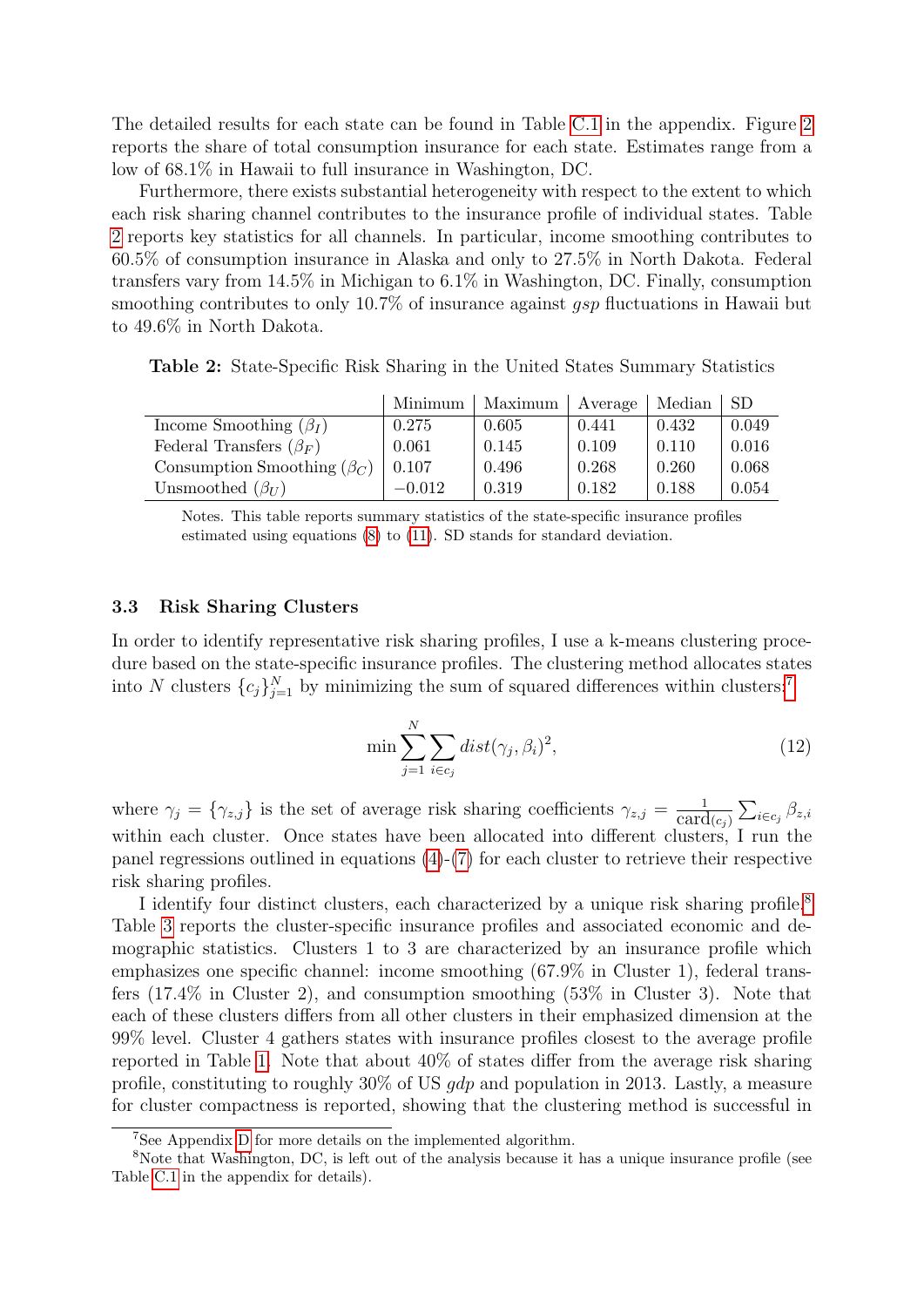The detailed results for each state can be found in Table C.1 in the appendix. Figure 2 reports the share of total consumption insurance for each state. Estimates range from a low of 68.1% in Hawaii to full insurance in Washington, DC.

Furthermore, there exists substantial heterogeneity with respect to the extent to which each risk sharing channel contributes to the insurance profile of individual states. Table 2 reports key statistics for all channels. In particular, income smoothing contributes to 60.5% of consumption insurance in Alaska and only to 27.5% in North Dakota. Federal transfers vary from 14.5% in Michigan to 6.1% in Washington, DC. Finally, consumption smoothing contributes to only 10.7% of insurance against *gsp* fluctuations in Hawaii but to 49.6% in North Dakota.

**Table 2:** State-Specific Risk Sharing in the United States Summary Statistics

| | Minimum | Maximum | Average | Median | SD |
|---|---|---|---|---|---|
| Income Smoothing ($\beta_I$) | 0.275 | 0.605 | 0.441 | 0.432 | 0.049 |
| Federal Transfers ($\beta_F$) | 0.061 | 0.145 | 0.109 | 0.110 | 0.016 |
| Consumption Smoothing ($\beta_C$) | 0.107 | 0.496 | 0.268 | 0.260 | 0.068 |
| Unsmoothed ($\beta_U$) | −0.012 | 0.319 | 0.182 | 0.188 | 0.054 |

Notes. This table reports summary statistics of the state-specific insurance profiles estimated using equations (8) to (11). SD stands for standard deviation.

### 3.3 Risk Sharing Clusters

In order to identify representative risk sharing profiles, I use a k-means clustering procedure based on the state-specific insurance profiles. The clustering method allocates states into $N$ clusters $\{c_j\}_{j=1}^{N}$ by minimizing the sum of squared differences within clusters:[7]

$$\min \sum_{j=1}^{N} \sum_{i \in c_j} dist(\gamma_j, \beta_i)^2, \tag{12}$$

where $\gamma_j = \{\gamma_{z,j}\}$ is the set of average risk sharing coefficients $\gamma_{z,j} = \frac{1}{\text{card}(c_j)} \sum_{i \in c_j} \beta_{z,i}$ within each cluster. Once states have been allocated into different clusters, I run the panel regressions outlined in equations (4)-(7) for each cluster to retrieve their respective risk sharing profiles.

I identify four distinct clusters, each characterized by a unique risk sharing profile.[8] Table 3 reports the cluster-specific insurance profiles and associated economic and demographic statistics. Clusters 1 to 3 are characterized by an insurance profile which emphasizes one specific channel: income smoothing (67.9% in Cluster 1), federal transfers (17.4% in Cluster 2), and consumption smoothing (53% in Cluster 3). Note that each of these clusters differs from all other clusters in their emphasized dimension at the 99% level. Cluster 4 gathers states with insurance profiles closest to the average profile reported in Table 1. Note that about 40% of states differ from the average risk sharing profile, constituting to roughly 30% of US *gdp* and population in 2013. Lastly, a measure for cluster compactness is reported, showing that the clustering method is successful in

[7] See Appendix D for more details on the implemented algorithm.

[8] Note that Washington, DC, is left out of the analysis because it has a unique insurance profile (see Table C.1 in the appendix for details).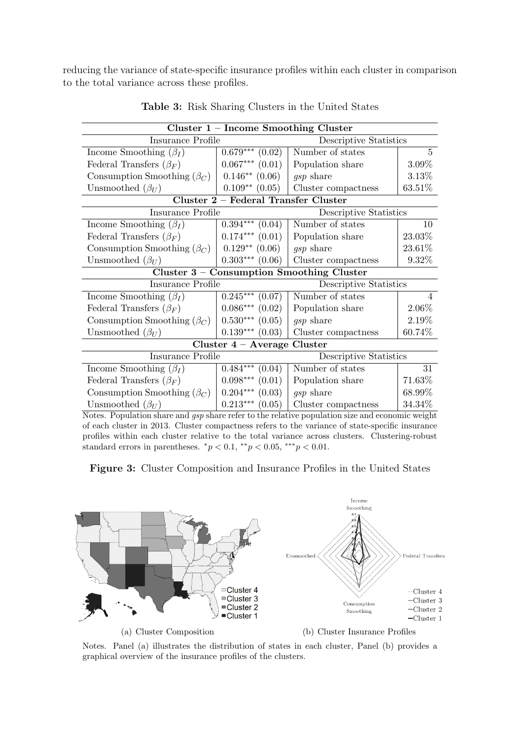reducing the variance of state-specific insurance profiles within each cluster in comparison to the total variance across these profiles.

**Table 3:** Risk Sharing Clusters in the United States

| **Cluster 1 – Income Smoothing Cluster** | | | |
|---|---|---|---|
| Insurance Profile | | Descriptive Statistics | |
| Income Smoothing ($\beta_I$) | $0.679^{***}$ (0.02) | Number of states | 5 |
| Federal Transfers ($\beta_F$) | $0.067^{***}$ (0.01) | Population share | 3.09% |
| Consumption Smoothing ($\beta_C$) | $0.146^{**}$ (0.06) | *gsp* share | 3.13% |
| Unsmoothed ($\beta_U$) | $0.109^{**}$ (0.05) | Cluster compactness | 63.51% |
| **Cluster 2 – Federal Transfer Cluster** | | | |
| Insurance Profile | | Descriptive Statistics | |
| Income Smoothing ($\beta_I$) | $0.394^{***}$ (0.04) | Number of states | 10 |
| Federal Transfers ($\beta_F$) | $0.174^{***}$ (0.01) | Population share | 23.03% |
| Consumption Smoothing ($\beta_C$) | $0.129^{**}$ (0.06) | *gsp* share | 23.61% |
| Unsmoothed ($\beta_U$) | $0.303^{***}$ (0.06) | Cluster compactness | 9.32% |
| **Cluster 3 – Consumption Smoothing Cluster** | | | |
| Insurance Profile | | Descriptive Statistics | |
| Income Smoothing ($\beta_I$) | $0.245^{***}$ (0.07) | Number of states | 4 |
| Federal Transfers ($\beta_F$) | $0.086^{***}$ (0.02) | Population share | 2.06% |
| Consumption Smoothing ($\beta_C$) | $0.530^{***}$ (0.05) | *gsp* share | 2.19% |
| Unsmoothed ($\beta_U$) | $0.139^{***}$ (0.03) | Cluster compactness | 60.74% |
| **Cluster 4 – Average Cluster** | | | |
| Insurance Profile | | Descriptive Statistics | |
| Income Smoothing ($\beta_I$) | $0.484^{***}$ (0.04) | Number of states | 31 |
| Federal Transfers ($\beta_F$) | $0.098^{***}$ (0.01) | Population share | 71.63% |
| Consumption Smoothing ($\beta_C$) | $0.204^{***}$ (0.03) | *gsp* share | 68.99% |
| Unsmoothed ($\beta_U$) | $0.213^{***}$ (0.05) | Cluster compactness | 34.34% |

Notes. Population share and *gsp* share refer to the relative population size and economic weight of each cluster in 2013. Cluster compactness refers to the variance of state-specific insurance profiles within each cluster relative to the total variance across clusters. Clustering-robust standard errors in parentheses. $^{*}p < 0.1$, $^{**}p < 0.05$, $^{***}p < 0.01$.

**Figure 3:** Cluster Composition and Insurance Profiles in the United States

(a) Cluster Composition

(b) Cluster Insurance Profiles

Notes. Panel (a) illustrates the distribution of states in each cluster, Panel (b) provides a graphical overview of the insurance profiles of the clusters.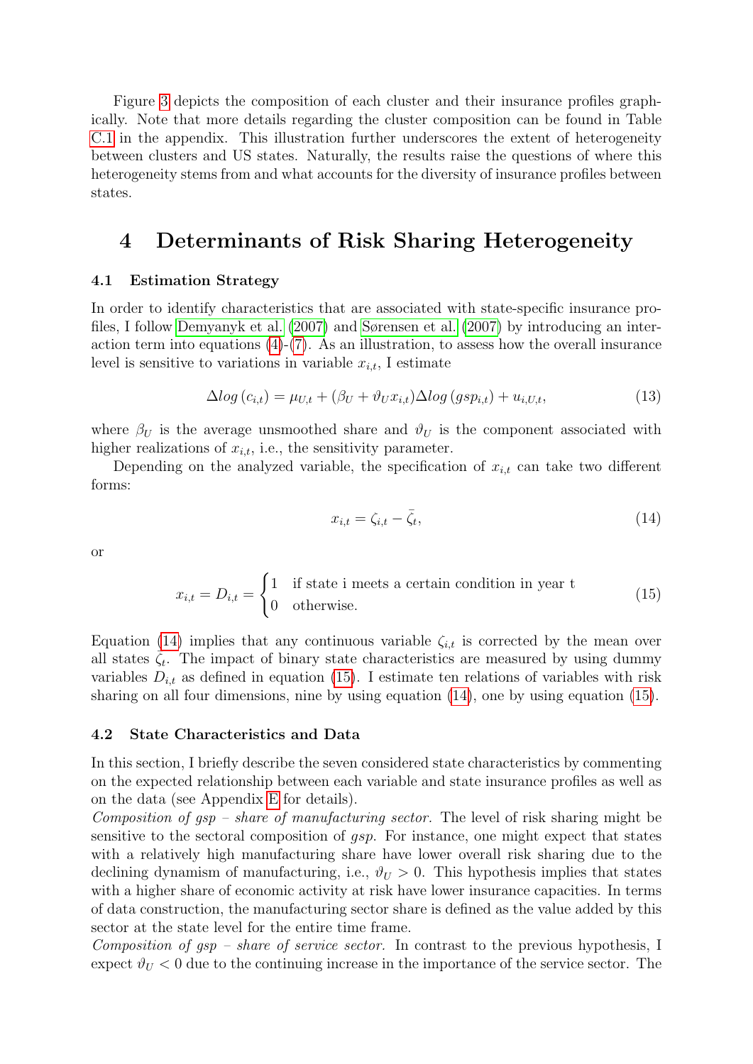Figure 3 depicts the composition of each cluster and their insurance profiles graphically. Note that more details regarding the cluster composition can be found in Table C.1 in the appendix. This illustration further underscores the extent of heterogeneity between clusters and US states. Naturally, the results raise the questions of where this heterogeneity stems from and what accounts for the diversity of insurance profiles between states.

# 4 Determinants of Risk Sharing Heterogeneity

## 4.1 Estimation Strategy

In order to identify characteristics that are associated with state-specific insurance profiles, I follow Demyanyk et al. (2007) and Sørensen et al. (2007) by introducing an interaction term into equations (4)-(7). As an illustration, to assess how the overall insurance level is sensitive to variations in variable $x_{i,t}$, I estimate

$$\Delta log\,(c_{i,t}) = \mu_{U,t} + (\beta_U + \vartheta_U x_{i,t})\Delta log\,(gsp_{i,t}) + u_{i,U,t}, \tag{13}$$

where $\beta_U$ is the average unsmoothed share and $\vartheta_U$ is the component associated with higher realizations of $x_{i,t}$, i.e., the sensitivity parameter.

Depending on the analyzed variable, the specification of $x_{i,t}$ can take two different forms:

$$x_{i,t} = \zeta_{i,t} - \bar{\zeta}_t, \tag{14}$$

or

$$x_{i,t} = D_{i,t} = \begin{cases} 1 & \text{if state i meets a certain condition in year t} \\ 0 & \text{otherwise.} \end{cases} \tag{15}$$

Equation (14) implies that any continuous variable $\zeta_{i,t}$ is corrected by the mean over all states $\bar{\zeta}_t$. The impact of binary state characteristics are measured by using dummy variables $D_{i,t}$ as defined in equation (15). I estimate ten relations of variables with risk sharing on all four dimensions, nine by using equation (14), one by using equation (15).

## 4.2 State Characteristics and Data

In this section, I briefly describe the seven considered state characteristics by commenting on the expected relationship between each variable and state insurance profiles as well as on the data (see Appendix E for details).

*Composition of gsp – share of manufacturing sector.* The level of risk sharing might be sensitive to the sectoral composition of *gsp*. For instance, one might expect that states with a relatively high manufacturing share have lower overall risk sharing due to the declining dynamism of manufacturing, i.e., $\vartheta_U > 0$. This hypothesis implies that states with a higher share of economic activity at risk have lower insurance capacities. In terms of data construction, the manufacturing sector share is defined as the value added by this sector at the state level for the entire time frame.

*Composition of gsp – share of service sector.* In contrast to the previous hypothesis, I expect $\vartheta_U < 0$ due to the continuing increase in the importance of the service sector. The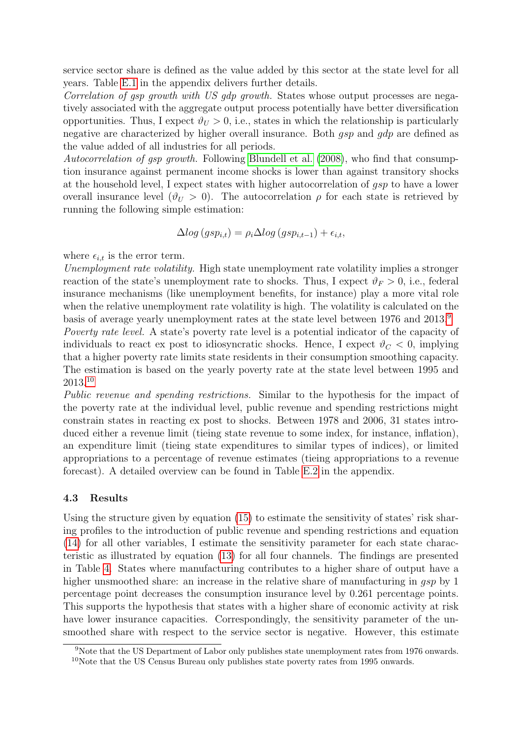service sector share is defined as the value added by this sector at the state level for all years. Table E.1 in the appendix delivers further details.

*Correlation of gsp growth with US gdp growth.* States whose output processes are negatively associated with the aggregate output process potentially have better diversification opportunities. Thus, I expect $\vartheta_U > 0$, i.e., states in which the relationship is particularly negative are characterized by higher overall insurance. Both *gsp* and *gdp* are defined as the value added of all industries for all periods.

*Autocorrelation of gsp growth.* Following Blundell et al. (2008), who find that consumption insurance against permanent income shocks is lower than against transitory shocks at the household level, I expect states with higher autocorrelation of *gsp* to have a lower overall insurance level ($\vartheta_U > 0$). The autocorrelation $\rho$ for each state is retrieved by running the following simple estimation:

$$\Delta log\left(gsp_{i,t}\right) = \rho_i \Delta log\left(gsp_{i,t-1}\right) + \epsilon_{i,t},$$

where $\epsilon_{i,t}$ is the error term.

*Unemployment rate volatility.* High state unemployment rate volatility implies a stronger reaction of the state's unemployment rate to shocks. Thus, I expect $\vartheta_F > 0$, i.e., federal insurance mechanisms (like unemployment benefits, for instance) play a more vital role when the relative unemployment rate volatility is high. The volatility is calculated on the basis of average yearly unemployment rates at the state level between 1976 and 2013.[9]

*Poverty rate level.* A state's poverty rate level is a potential indicator of the capacity of individuals to react ex post to idiosyncratic shocks. Hence, I expect $\vartheta_C < 0$, implying that a higher poverty rate limits state residents in their consumption smoothing capacity. The estimation is based on the yearly poverty rate at the state level between 1995 and 2013.[10]

*Public revenue and spending restrictions.* Similar to the hypothesis for the impact of the poverty rate at the individual level, public revenue and spending restrictions might constrain states in reacting ex post to shocks. Between 1978 and 2006, 31 states introduced either a revenue limit (tieing state revenue to some index, for instance, inflation), an expenditure limit (tieing state expenditures to similar types of indices), or limited appropriations to a percentage of revenue estimates (tieing appropriations to a revenue forecast). A detailed overview can be found in Table E.2 in the appendix.

### 4.3 Results

Using the structure given by equation (15) to estimate the sensitivity of states' risk sharing profiles to the introduction of public revenue and spending restrictions and equation (14) for all other variables, I estimate the sensitivity parameter for each state characteristic as illustrated by equation (13) for all four channels. The findings are presented in Table 4. States where manufacturing contributes to a higher share of output have a higher unsmoothed share: an increase in the relative share of manufacturing in *gsp* by 1 percentage point decreases the consumption insurance level by 0.261 percentage points. This supports the hypothesis that states with a higher share of economic activity at risk have lower insurance capacities. Correspondingly, the sensitivity parameter of the unsmoothed share with respect to the service sector is negative. However, this estimate

[9] Note that the US Department of Labor only publishes state unemployment rates from 1976 onwards.

[10] Note that the US Census Bureau only publishes state poverty rates from 1995 onwards.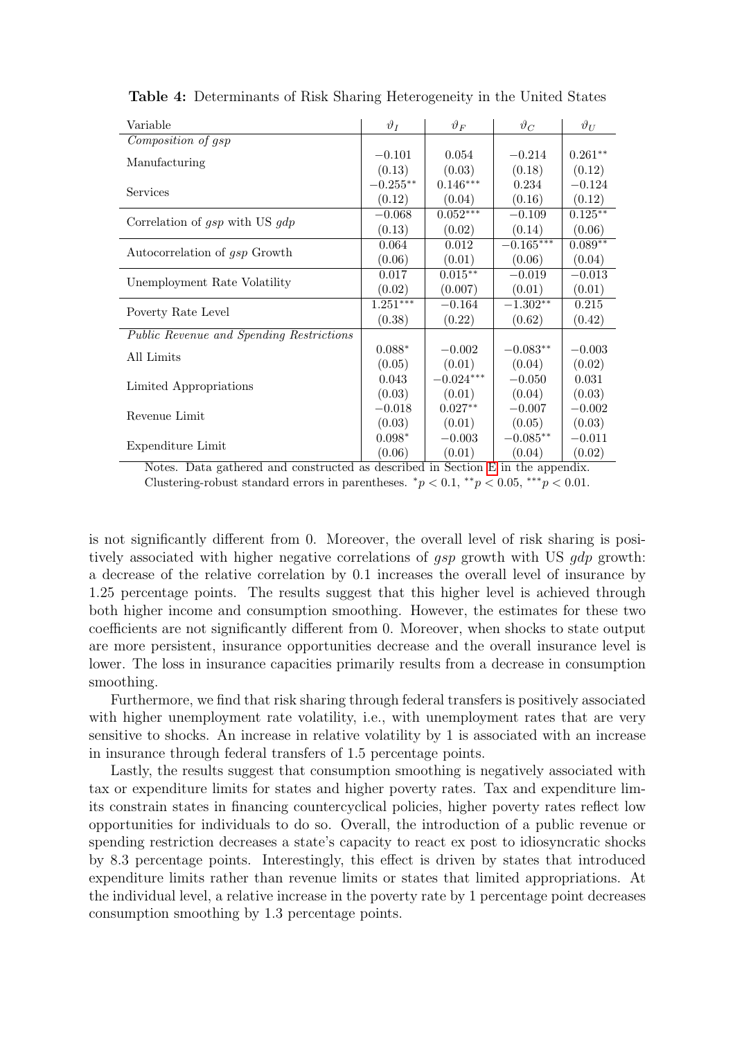**Table 4:** Determinants of Risk Sharing Heterogeneity in the United States

| Variable | $\vartheta_I$ | $\vartheta_F$ | $\vartheta_C$ | $\vartheta_U$ |
|---|---|---|---|---|
| *Composition of gsp* | | | | |
| Manufacturing | $-0.101$ | $0.054$ | $-0.214$ | $0.261^{**}$ |
| | (0.13) | (0.03) | (0.18) | (0.12) |
| Services | $-0.255^{**}$ | $0.146^{***}$ | $0.234$ | $-0.124$ |
| | (0.12) | (0.04) | (0.16) | (0.12) |
| Correlation of *gsp* with US *gdp* | $-0.068$ | $0.052^{***}$ | $-0.109$ | $0.125^{**}$ |
| | (0.13) | (0.02) | (0.14) | (0.06) |
| Autocorrelation of *gsp* Growth | $0.064$ | $0.012$ | $-0.165^{***}$ | $0.089^{**}$ |
| | (0.06) | (0.01) | (0.06) | (0.04) |
| Unemployment Rate Volatility | $0.017$ | $0.015^{**}$ | $-0.019$ | $-0.013$ |
| | (0.02) | (0.007) | (0.01) | (0.01) |
| Poverty Rate Level | $1.251^{***}$ | $-0.164$ | $-1.302^{**}$ | $0.215$ |
| | (0.38) | (0.22) | (0.62) | (0.42) |
| *Public Revenue and Spending Restrictions* | | | | |
| All Limits | $0.088^{*}$ | $-0.002$ | $-0.083^{**}$ | $-0.003$ |
| | (0.05) | (0.01) | (0.04) | (0.02) |
| Limited Appropriations | $0.043$ | $-0.024^{***}$ | $-0.050$ | $0.031$ |
| | (0.03) | (0.01) | (0.04) | (0.03) |
| Revenue Limit | $-0.018$ | $0.027^{**}$ | $-0.007$ | $-0.002$ |
| | (0.03) | (0.01) | (0.05) | (0.03) |
| Expenditure Limit | $0.098^{*}$ | $-0.003$ | $-0.085^{**}$ | $-0.011$ |
| | (0.06) | (0.01) | (0.04) | (0.02) |

Notes. Data gathered and constructed as described in Section E in the appendix. Clustering-robust standard errors in parentheses. $^{*}p < 0.1$, $^{**}p < 0.05$, $^{***}p < 0.01$.

is not significantly different from 0. Moreover, the overall level of risk sharing is positively associated with higher negative correlations of *gsp* growth with US *gdp* growth: a decrease of the relative correlation by 0.1 increases the overall level of insurance by 1.25 percentage points. The results suggest that this higher level is achieved through both higher income and consumption smoothing. However, the estimates for these two coefficients are not significantly different from 0. Moreover, when shocks to state output are more persistent, insurance opportunities decrease and the overall insurance level is lower. The loss in insurance capacities primarily results from a decrease in consumption smoothing.

Furthermore, we find that risk sharing through federal transfers is positively associated with higher unemployment rate volatility, i.e., with unemployment rates that are very sensitive to shocks. An increase in relative volatility by 1 is associated with an increase in insurance through federal transfers of 1.5 percentage points.

Lastly, the results suggest that consumption smoothing is negatively associated with tax or expenditure limits for states and higher poverty rates. Tax and expenditure limits constrain states in financing countercyclical policies, higher poverty rates reflect low opportunities for individuals to do so. Overall, the introduction of a public revenue or spending restriction decreases a state's capacity to react ex post to idiosyncratic shocks by 8.3 percentage points. Interestingly, this effect is driven by states that introduced expenditure limits rather than revenue limits or states that limited appropriations. At the individual level, a relative increase in the poverty rate by 1 percentage point decreases consumption smoothing by 1.3 percentage points.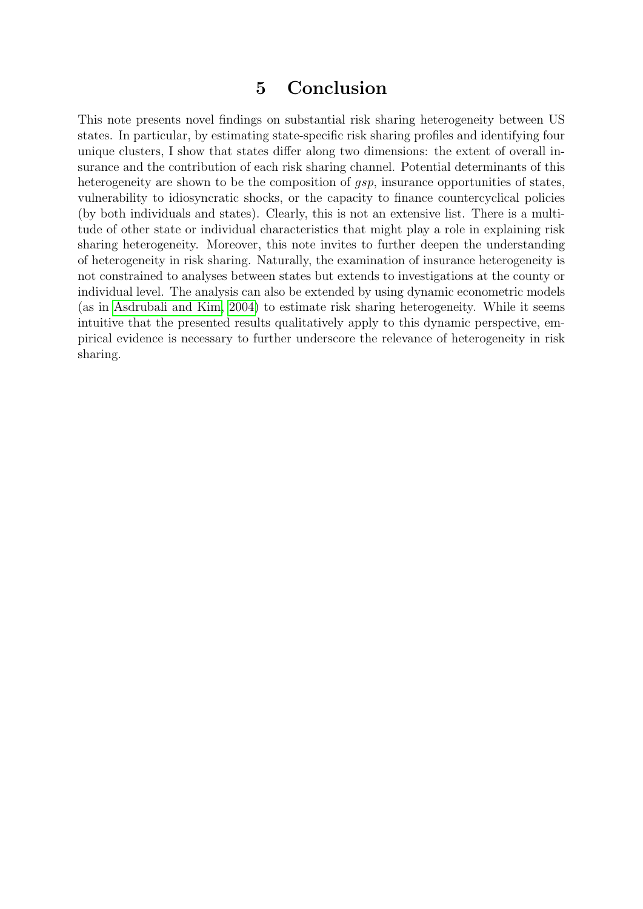# 5 Conclusion

This note presents novel findings on substantial risk sharing heterogeneity between US states. In particular, by estimating state-specific risk sharing profiles and identifying four unique clusters, I show that states differ along two dimensions: the extent of overall insurance and the contribution of each risk sharing channel. Potential determinants of this heterogeneity are shown to be the composition of *gsp*, insurance opportunities of states, vulnerability to idiosyncratic shocks, or the capacity to finance countercyclical policies (by both individuals and states). Clearly, this is not an extensive list. There is a multitude of other state or individual characteristics that might play a role in explaining risk sharing heterogeneity. Moreover, this note invites to further deepen the understanding of heterogeneity in risk sharing. Naturally, the examination of insurance heterogeneity is not constrained to analyses between states but extends to investigations at the county or individual level. The analysis can also be extended by using dynamic econometric models (as in Asdrubali and Kim, 2004) to estimate risk sharing heterogeneity. While it seems intuitive that the presented results qualitatively apply to this dynamic perspective, empirical evidence is necessary to further underscore the relevance of heterogeneity in risk sharing.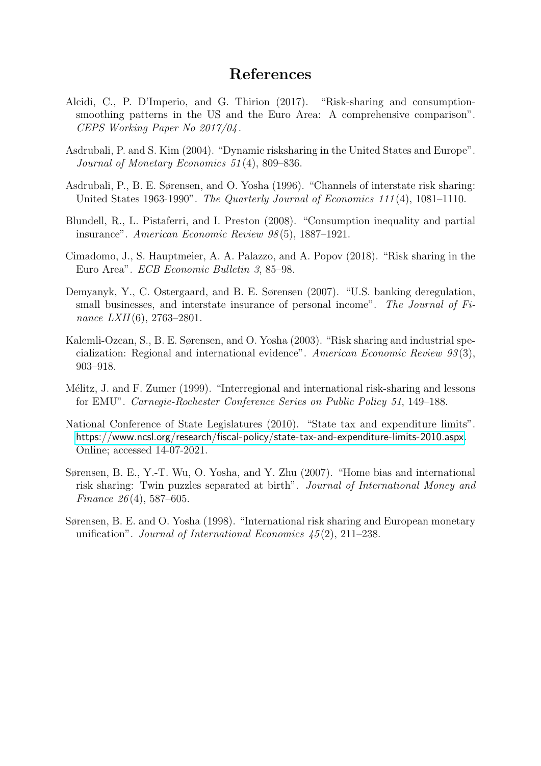# References

Alcidi, C., P. D'Imperio, and G. Thirion (2017). "Risk-sharing and consumption-smoothing patterns in the US and the Euro Area: A comprehensive comparison". *CEPS Working Paper No 2017/04*.

Asdrubali, P. and S. Kim (2004). "Dynamic risksharing in the United States and Europe". *Journal of Monetary Economics 51*(4), 809–836.

Asdrubali, P., B. E. Sørensen, and O. Yosha (1996). "Channels of interstate risk sharing: United States 1963-1990". *The Quarterly Journal of Economics 111*(4), 1081–1110.

Blundell, R., L. Pistaferri, and I. Preston (2008). "Consumption inequality and partial insurance". *American Economic Review 98*(5), 1887–1921.

Cimadomo, J., S. Hauptmeier, A. A. Palazzo, and A. Popov (2018). "Risk sharing in the Euro Area". *ECB Economic Bulletin 3*, 85–98.

Demyanyk, Y., C. Ostergaard, and B. E. Sørensen (2007). "U.S. banking deregulation, small businesses, and interstate insurance of personal income". *The Journal of Finance LXII*(6), 2763–2801.

Kalemli-Ozcan, S., B. E. Sørensen, and O. Yosha (2003). "Risk sharing and industrial specialization: Regional and international evidence". *American Economic Review 93*(3), 903–918.

Mélitz, J. and F. Zumer (1999). "Interregional and international risk-sharing and lessons for EMU". *Carnegie-Rochester Conference Series on Public Policy 51*, 149–188.

National Conference of State Legislatures (2010). "State tax and expenditure limits". https://www.ncsl.org/research/fiscal-policy/state-tax-and-expenditure-limits-2010.aspx. Online; accessed 14-07-2021.

Sørensen, B. E., Y.-T. Wu, O. Yosha, and Y. Zhu (2007). "Home bias and international risk sharing: Twin puzzles separated at birth". *Journal of International Money and Finance 26*(4), 587–605.

Sørensen, B. E. and O. Yosha (1998). "International risk sharing and European monetary unification". *Journal of International Economics 45*(2), 211–238.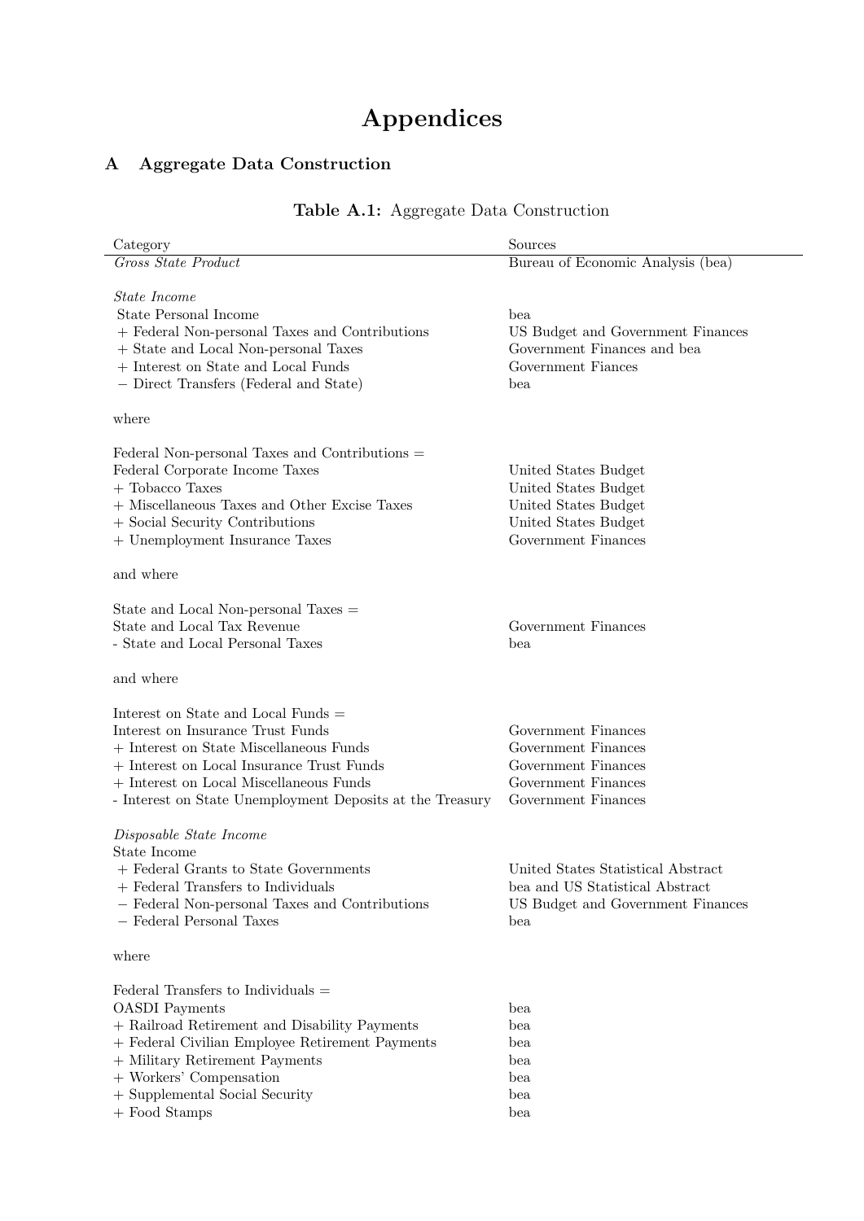# Appendices

## A Aggregate Data Construction

**Table A.1:** Aggregate Data Construction

| Category | Sources |
|---|---|
| *Gross State Product* | Bureau of Economic Analysis (bea) |
| | |
| *State Income* | |
| State Personal Income | bea |
| + Federal Non-personal Taxes and Contributions | US Budget and Government Finances |
| + State and Local Non-personal Taxes | Government Finances and bea |
| + Interest on State and Local Funds | Government Fiances |
| − Direct Transfers (Federal and State) | bea |
| | |
| where | |
| | |
| Federal Non-personal Taxes and Contributions = | |
| Federal Corporate Income Taxes | United States Budget |
| + Tobacco Taxes | United States Budget |
| + Miscellaneous Taxes and Other Excise Taxes | United States Budget |
| + Social Security Contributions | United States Budget |
| + Unemployment Insurance Taxes | Government Finances |
| | |
| and where | |
| | |
| State and Local Non-personal Taxes = | |
| State and Local Tax Revenue | Government Finances |
| - State and Local Personal Taxes | bea |
| | |
| and where | |
| | |
| Interest on State and Local Funds = | |
| Interest on Insurance Trust Funds | Government Finances |
| + Interest on State Miscellaneous Funds | Government Finances |
| + Interest on Local Insurance Trust Funds | Government Finances |
| + Interest on Local Miscellaneous Funds | Government Finances |
| - Interest on State Unemployment Deposits at the Treasury | Government Finances |
| | |
| *Disposable State Income* | |
| State Income | |
| + Federal Grants to State Governments | United States Statistical Abstract |
| + Federal Transfers to Individuals | bea and US Statistical Abstract |
| − Federal Non-personal Taxes and Contributions | US Budget and Government Finances |
| − Federal Personal Taxes | bea |
| | |
| where | |
| | |
| Federal Transfers to Individuals = | |
| OASDI Payments | bea |
| + Railroad Retirement and Disability Payments | bea |
| + Federal Civilian Employee Retirement Payments | bea |
| + Military Retirement Payments | bea |
| + Workers' Compensation | bea |
| + Supplemental Social Security | bea |
| + Food Stamps | bea |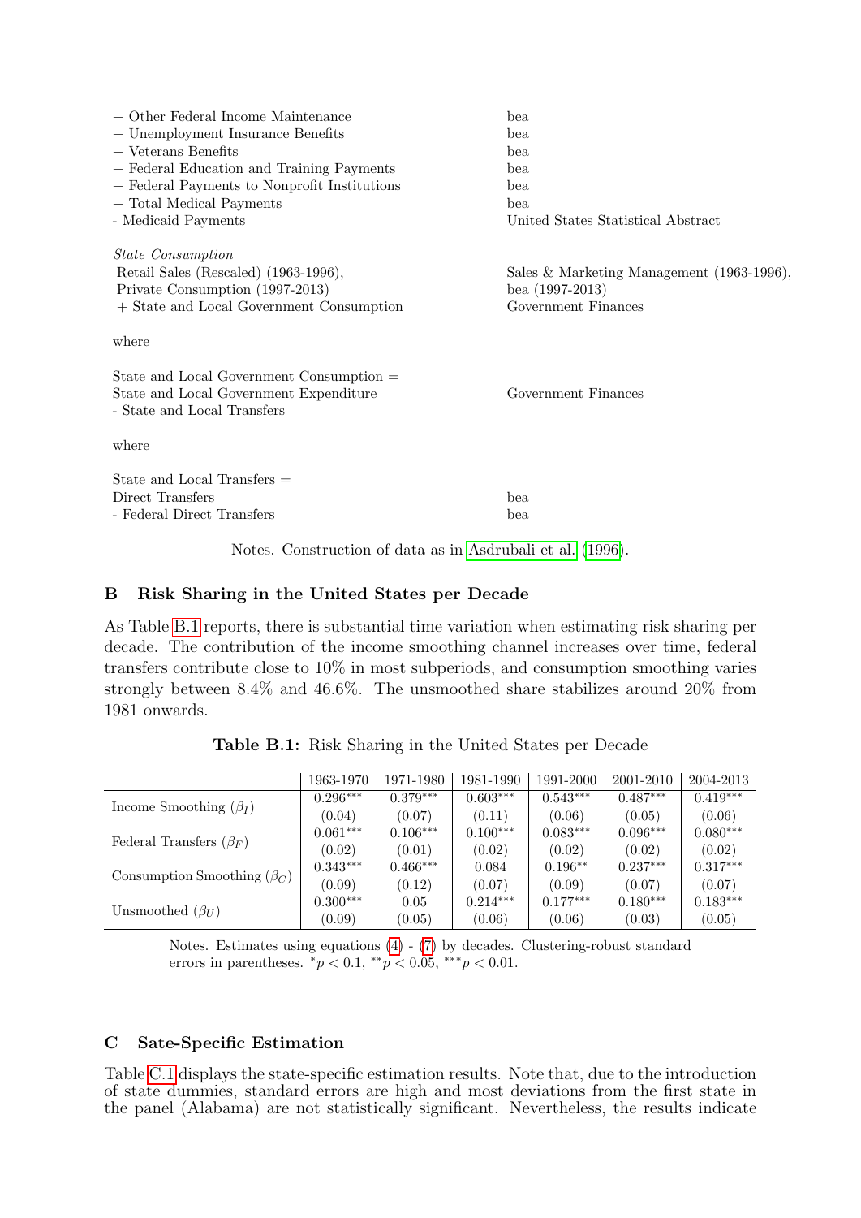| | |
|---|---|
| + Other Federal Income Maintenance | bea |
| + Unemployment Insurance Benefits | bea |
| + Veterans Benefits | bea |
| + Federal Education and Training Payments | bea |
| + Federal Payments to Nonprofit Institutions | bea |
| + Total Medical Payments | bea |
| - Medicaid Payments | United States Statistical Abstract |
| | |
| *State Consumption* | |
| Retail Sales (Rescaled) (1963-1996), | Sales & Marketing Management (1963-1996), |
| Private Consumption (1997-2013) | bea (1997-2013) |
| + State and Local Government Consumption | Government Finances |
| | |
| where | |
| | |
| State and Local Government Consumption = | |
| State and Local Government Expenditure | Government Finances |
| - State and Local Transfers | |
| | |
| where | |
| | |
| State and Local Transfers = | |
| Direct Transfers | bea |
| - Federal Direct Transfers | bea |

Notes. Construction of data as in Asdrubali et al. (1996).

## B Risk Sharing in the United States per Decade

As Table B.1 reports, there is substantial time variation when estimating risk sharing per decade. The contribution of the income smoothing channel increases over time, federal transfers contribute close to 10% in most subperiods, and consumption smoothing varies strongly between 8.4% and 46.6%. The unsmoothed share stabilizes around 20% from 1981 onwards.

**Table B.1:** Risk Sharing in the United States per Decade

| | 1963-1970 | 1971-1980 | 1981-1990 | 1991-2000 | 2001-2010 | 2004-2013 |
|---|---|---|---|---|---|---|
| Income Smoothing ($\beta_I$) | 0.296*** | 0.379*** | 0.603*** | 0.543*** | 0.487*** | 0.419*** |
| | (0.04) | (0.07) | (0.11) | (0.06) | (0.05) | (0.06) |
| Federal Transfers ($\beta_F$) | 0.061*** | 0.106*** | 0.100*** | 0.083*** | 0.096*** | 0.080*** |
| | (0.02) | (0.01) | (0.02) | (0.02) | (0.02) | (0.02) |
| Consumption Smoothing ($\beta_C$) | 0.343*** | 0.466*** | 0.084 | 0.196** | 0.237*** | 0.317*** |
| | (0.09) | (0.12) | (0.07) | (0.09) | (0.07) | (0.07) |
| Unsmoothed ($\beta_U$) | 0.300*** | 0.05 | 0.214*** | 0.177*** | 0.180*** | 0.183*** |
| | (0.09) | (0.05) | (0.06) | (0.06) | (0.03) | (0.05) |

Notes. Estimates using equations (4) - (7) by decades. Clustering-robust standard errors in parentheses. $^{*}p < 0.1$, $^{**}p < 0.05$, $^{***}p < 0.01$.

## C Sate-Specific Estimation

Table C.1 displays the state-specific estimation results. Note that, due to the introduction of state dummies, standard errors are high and most deviations from the first state in the panel (Alabama) are not statistically significant. Nevertheless, the results indicate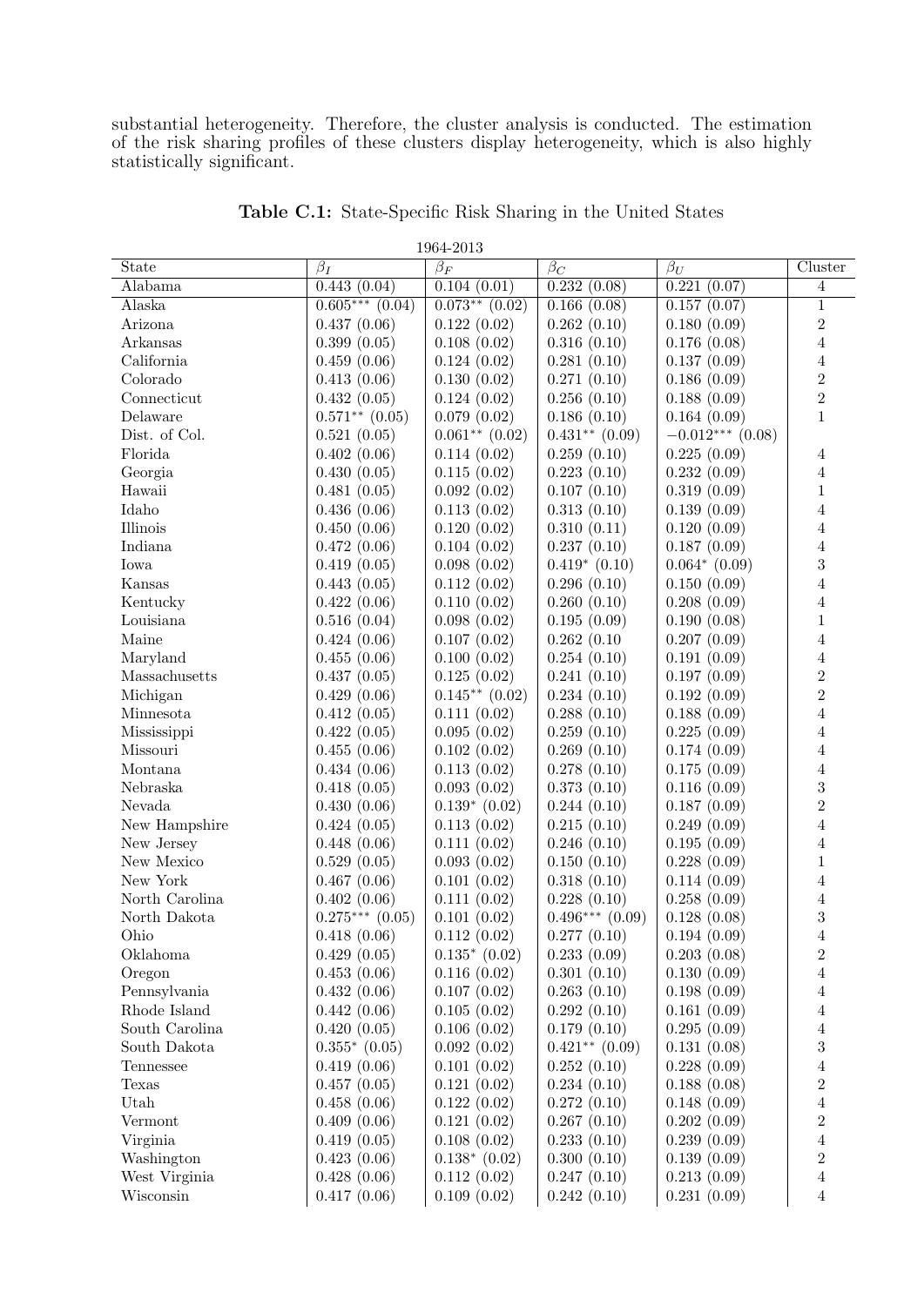substantial heterogeneity. Therefore, the cluster analysis is conducted. The estimation of the risk sharing profiles of these clusters display heterogeneity, which is also highly statistically significant.

**Table C.1:** State-Specific Risk Sharing in the United States

| | 1964-2013 | | | | |
|---|---|---|---|---|---|
| State | $\beta_I$ | $\beta_F$ | $\beta_C$ | $\beta_U$ | Cluster |
| Alabama | 0.443 (0.04) | 0.104 (0.01) | 0.232 (0.08) | 0.221 (0.07) | 4 |
| Alaska | $0.605^{***}$ (0.04) | $0.073^{**}$ (0.02) | 0.166 (0.08) | 0.157 (0.07) | 1 |
| Arizona | 0.437 (0.06) | 0.122 (0.02) | 0.262 (0.10) | 0.180 (0.09) | 2 |
| Arkansas | 0.399 (0.05) | 0.108 (0.02) | 0.316 (0.10) | 0.176 (0.08) | 4 |
| California | 0.459 (0.06) | 0.124 (0.02) | 0.281 (0.10) | 0.137 (0.09) | 4 |
| Colorado | 0.413 (0.06) | 0.130 (0.02) | 0.271 (0.10) | 0.186 (0.09) | 2 |
| Connecticut | 0.432 (0.05) | 0.124 (0.02) | 0.256 (0.10) | 0.188 (0.09) | 2 |
| Delaware | $0.571^{**}$ (0.05) | 0.079 (0.02) | 0.186 (0.10) | 0.164 (0.09) | 1 |
| Dist. of Col. | 0.521 (0.05) | $0.061^{**}$ (0.02) | $0.431^{**}$ (0.09) | $-0.012^{***}$ (0.08) | |
| Florida | 0.402 (0.06) | 0.114 (0.02) | 0.259 (0.10) | 0.225 (0.09) | 4 |
| Georgia | 0.430 (0.05) | 0.115 (0.02) | 0.223 (0.10) | 0.232 (0.09) | 4 |
| Hawaii | 0.481 (0.05) | 0.092 (0.02) | 0.107 (0.10) | 0.319 (0.09) | 1 |
| Idaho | 0.436 (0.06) | 0.113 (0.02) | 0.313 (0.10) | 0.139 (0.09) | 4 |
| Illinois | 0.450 (0.06) | 0.120 (0.02) | 0.310 (0.11) | 0.120 (0.09) | 4 |
| Indiana | 0.472 (0.06) | 0.104 (0.02) | 0.237 (0.10) | 0.187 (0.09) | 4 |
| Iowa | 0.419 (0.05) | 0.098 (0.02) | $0.419^{*}$ (0.10) | $0.064^{*}$ (0.09) | 3 |
| Kansas | 0.443 (0.05) | 0.112 (0.02) | 0.296 (0.10) | 0.150 (0.09) | 4 |
| Kentucky | 0.422 (0.06) | 0.110 (0.02) | 0.260 (0.10) | 0.208 (0.09) | 4 |
| Louisiana | 0.516 (0.04) | 0.098 (0.02) | 0.195 (0.09) | 0.190 (0.08) | 1 |
| Maine | 0.424 (0.06) | 0.107 (0.02) | 0.262 (0.10 | 0.207 (0.09) | 4 |
| Maryland | 0.455 (0.06) | 0.100 (0.02) | 0.254 (0.10) | 0.191 (0.09) | 4 |
| Massachusetts | 0.437 (0.05) | 0.125 (0.02) | 0.241 (0.10) | 0.197 (0.09) | 2 |
| Michigan | 0.429 (0.06) | $0.145^{**}$ (0.02) | 0.234 (0.10) | 0.192 (0.09) | 2 |
| Minnesota | 0.412 (0.05) | 0.111 (0.02) | 0.288 (0.10) | 0.188 (0.09) | 4 |
| Mississippi | 0.422 (0.05) | 0.095 (0.02) | 0.259 (0.10) | 0.225 (0.09) | 4 |
| Missouri | 0.455 (0.06) | 0.102 (0.02) | 0.269 (0.10) | 0.174 (0.09) | 4 |
| Montana | 0.434 (0.06) | 0.113 (0.02) | 0.278 (0.10) | 0.175 (0.09) | 4 |
| Nebraska | 0.418 (0.05) | 0.093 (0.02) | 0.373 (0.10) | 0.116 (0.09) | 3 |
| Nevada | 0.430 (0.06) | $0.139^{*}$ (0.02) | 0.244 (0.10) | 0.187 (0.09) | 2 |
| New Hampshire | 0.424 (0.05) | 0.113 (0.02) | 0.215 (0.10) | 0.249 (0.09) | 4 |
| New Jersey | 0.448 (0.06) | 0.111 (0.02) | 0.246 (0.10) | 0.195 (0.09) | 4 |
| New Mexico | 0.529 (0.05) | 0.093 (0.02) | 0.150 (0.10) | 0.228 (0.09) | 1 |
| New York | 0.467 (0.06) | 0.101 (0.02) | 0.318 (0.10) | 0.114 (0.09) | 4 |
| North Carolina | 0.402 (0.06) | 0.111 (0.02) | 0.228 (0.10) | 0.258 (0.09) | 4 |
| North Dakota | $0.275^{***}$ (0.05) | 0.101 (0.02) | $0.496^{***}$ (0.09) | 0.128 (0.08) | 3 |
| Ohio | 0.418 (0.06) | 0.112 (0.02) | 0.277 (0.10) | 0.194 (0.09) | 4 |
| Oklahoma | 0.429 (0.05) | $0.135^{*}$ (0.02) | 0.233 (0.09) | 0.203 (0.08) | 2 |
| Oregon | 0.453 (0.06) | 0.116 (0.02) | 0.301 (0.10) | 0.130 (0.09) | 4 |
| Pennsylvania | 0.432 (0.06) | 0.107 (0.02) | 0.263 (0.10) | 0.198 (0.09) | 4 |
| Rhode Island | 0.442 (0.06) | 0.105 (0.02) | 0.292 (0.10) | 0.161 (0.09) | 4 |
| South Carolina | 0.420 (0.05) | 0.106 (0.02) | 0.179 (0.10) | 0.295 (0.09) | 4 |
| South Dakota | $0.355^{*}$ (0.05) | 0.092 (0.02) | $0.421^{**}$ (0.09) | 0.131 (0.08) | 3 |
| Tennessee | 0.419 (0.06) | 0.101 (0.02) | 0.252 (0.10) | 0.228 (0.09) | 4 |
| Texas | 0.457 (0.05) | 0.121 (0.02) | 0.234 (0.10) | 0.188 (0.08) | 2 |
| Utah | 0.458 (0.06) | 0.122 (0.02) | 0.272 (0.10) | 0.148 (0.09) | 4 |
| Vermont | 0.409 (0.06) | 0.121 (0.02) | 0.267 (0.10) | 0.202 (0.09) | 2 |
| Virginia | 0.419 (0.05) | 0.108 (0.02) | 0.233 (0.10) | 0.239 (0.09) | 4 |
| Washington | 0.423 (0.06) | $0.138^{*}$ (0.02) | 0.300 (0.10) | 0.139 (0.09) | 2 |
| West Virginia | 0.428 (0.06) | 0.112 (0.02) | 0.247 (0.10) | 0.213 (0.09) | 4 |
| Wisconsin | 0.417 (0.06) | 0.109 (0.02) | 0.242 (0.10) | 0.231 (0.09) | 4 |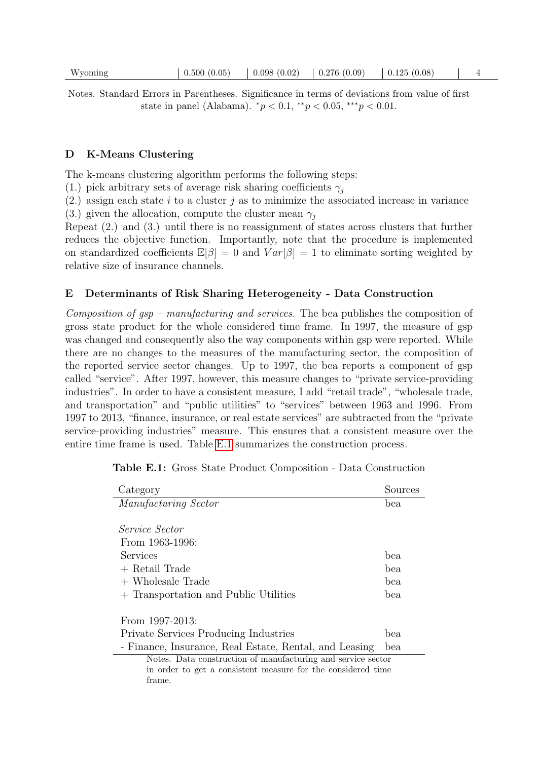| Wyoming | 0.500 (0.05) | 0.098 (0.02) | 0.276 (0.09) | 0.125 (0.08) | | 4 |
|---|---|---|---|---|---|---|

Notes. Standard Errors in Parentheses. Significance in terms of deviations from value of first state in panel (Alabama). $^{*}p < 0.1$, $^{**}p < 0.05$, $^{***}p < 0.01$.

## D K-Means Clustering

The k-means clustering algorithm performs the following steps:
(1.) pick arbitrary sets of average risk sharing coefficients $\gamma_j$
(2.) assign each state $i$ to a cluster $j$ as to minimize the associated increase in variance
(3.) given the allocation, compute the cluster mean $\gamma_j$
Repeat (2.) and (3.) until there is no reassignment of states across clusters that further reduces the objective function. Importantly, note that the procedure is implemented on standardized coefficients $\mathbb{E}[\beta] = 0$ and $Var[\beta] = 1$ to eliminate sorting weighted by relative size of insurance channels.

## E Determinants of Risk Sharing Heterogeneity - Data Construction

*Composition of gsp – manufacturing and services.* The bea publishes the composition of gross state product for the whole considered time frame. In 1997, the measure of gsp was changed and consequently also the way components within gsp were reported. While there are no changes to the measures of the manufacturing sector, the composition of the reported service sector changes. Up to 1997, the bea reports a component of gsp called "service". After 1997, however, this measure changes to "private service-providing industries". In order to have a consistent measure, I add "retail trade", "wholesale trade, and transportation" and "public utilities" to "services" between 1963 and 1996. From 1997 to 2013, "finance, insurance, or real estate services" are subtracted from the "private service-providing industries" measure. This ensures that a consistent measure over the entire time frame is used. Table E.1 summarizes the construction process.

**Table E.1:** Gross State Product Composition - Data Construction

| Category | Sources |
|---|---|
| *Manufacturing Sector* | bea |
| | |
| *Service Sector* | |
| From 1963-1996: | |
| Services | bea |
| + Retail Trade | bea |
| + Wholesale Trade | bea |
| + Transportation and Public Utilities | bea |
| | |
| From 1997-2013: | |
| Private Services Producing Industries | bea |
| - Finance, Insurance, Real Estate, Rental, and Leasing | bea |

Notes. Data construction of manufacturing and service sector in order to get a consistent measure for the considered time frame.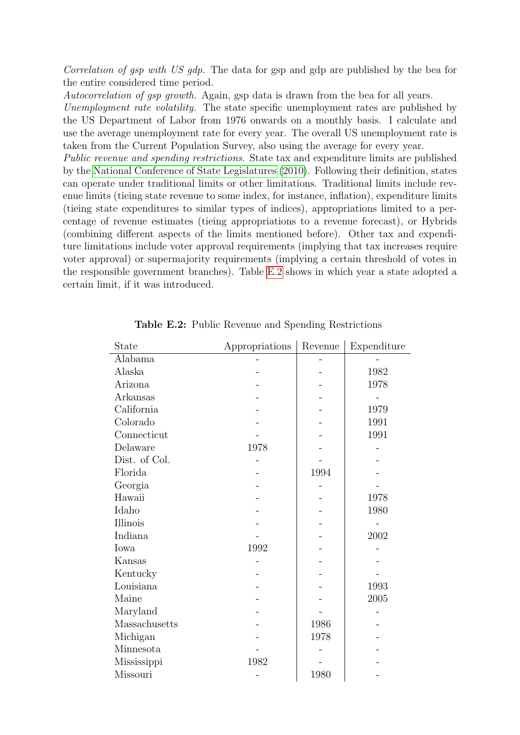*Correlation of gsp with US gdp.* The data for gsp and gdp are published by the bea for the entire considered time period.

*Autocorrelation of gsp growth.* Again, gsp data is drawn from the bea for all years.

*Unemployment rate volatility.* The state specific unemployment rates are published by the US Department of Labor from 1976 onwards on a monthly basis. I calculate and use the average unemployment rate for every year. The overall US unemployment rate is taken from the Current Population Survey, also using the average for every year.

*Public revenue and spending restrictions.* State tax and expenditure limits are published by the National Conference of State Legislatures (2010). Following their definition, states can operate under traditional limits or other limitations. Traditional limits include revenue limits (tieing state revenue to some index, for instance, inflation), expenditure limits (tieing state expenditures to similar types of indices), appropriations limited to a percentage of revenue estimates (tieing appropriations to a revenue forecast), or Hybrids (combining different aspects of the limits mentioned before). Other tax and expenditure limitations include voter approval requirements (implying that tax increases require voter approval) or supermajority requirements (implying a certain threshold of votes in the responsible government branches). Table E.2 shows in which year a state adopted a certain limit, if it was introduced.

**Table E.2:** Public Revenue and Spending Restrictions

| State | Appropriations | Revenue | Expenditure |
|---|---|---|---|
| Alabama | - | - | - |
| Alaska | - | - | 1982 |
| Arizona | - | - | 1978 |
| Arkansas | - | - | - |
| California | - | - | 1979 |
| Colorado | - | - | 1991 |
| Connecticut | - | - | 1991 |
| Delaware | 1978 | - | - |
| Dist. of Col. | - | - | - |
| Florida | - | 1994 | - |
| Georgia | - | - | - |
| Hawaii | - | - | 1978 |
| Idaho | - | - | 1980 |
| Illinois | - | - | - |
| Indiana | - | - | 2002 |
| Iowa | 1992 | - | - |
| Kansas | - | - | - |
| Kentucky | - | - | - |
| Louisiana | - | - | 1993 |
| Maine | - | - | 2005 |
| Maryland | - | - | - |
| Massachusetts | - | 1986 | - |
| Michigan | - | 1978 | - |
| Minnesota | - | - | - |
| Mississippi | 1982 | - | - |
| Missouri | - | 1980 | - |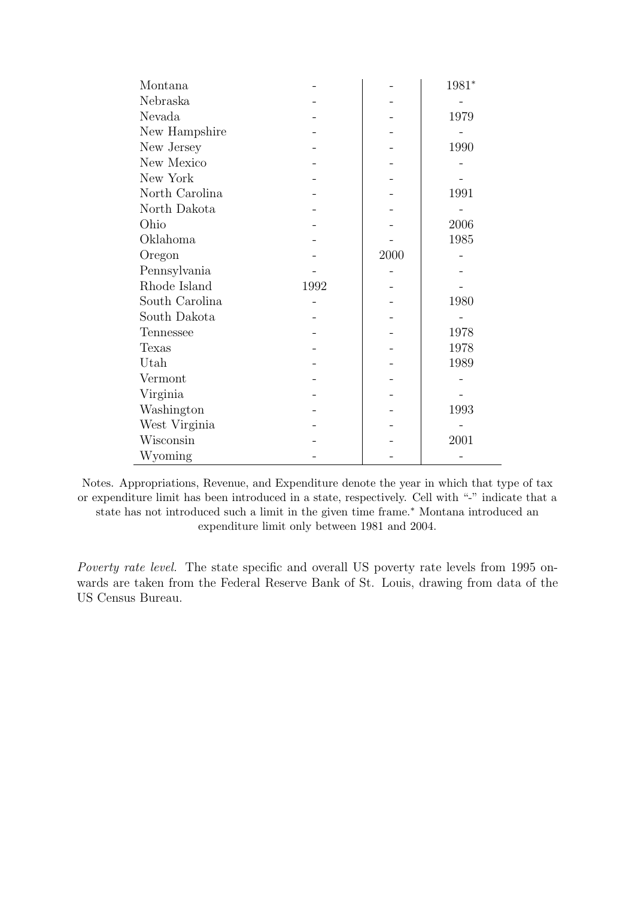| | | | |
|---|---|---|---|
| Montana | - | - | 1981* |
| Nebraska | - | - | - |
| Nevada | - | - | 1979 |
| New Hampshire | - | - | - |
| New Jersey | - | - | 1990 |
| New Mexico | - | - | - |
| New York | - | - | - |
| North Carolina | - | - | 1991 |
| North Dakota | - | - | - |
| Ohio | - | - | 2006 |
| Oklahoma | - | - | 1985 |
| Oregon | - | 2000 | - |
| Pennsylvania | - | - | - |
| Rhode Island | 1992 | - | - |
| South Carolina | - | - | 1980 |
| South Dakota | - | - | - |
| Tennessee | - | - | 1978 |
| Texas | - | - | 1978 |
| Utah | - | - | 1989 |
| Vermont | - | - | - |
| Virginia | - | - | - |
| Washington | - | - | 1993 |
| West Virginia | - | - | - |
| Wisconsin | - | - | 2001 |
| Wyoming | - | - | - |

Notes. Appropriations, Revenue, and Expenditure denote the year in which that type of tax or expenditure limit has been introduced in a state, respectively. Cell with "-" indicate that a state has not introduced such a limit in the given time frame.* Montana introduced an expenditure limit only between 1981 and 2004.

*Poverty rate level.* The state specific and overall US poverty rate levels from 1995 onwards are taken from the Federal Reserve Bank of St. Louis, drawing from data of the US Census Bureau.